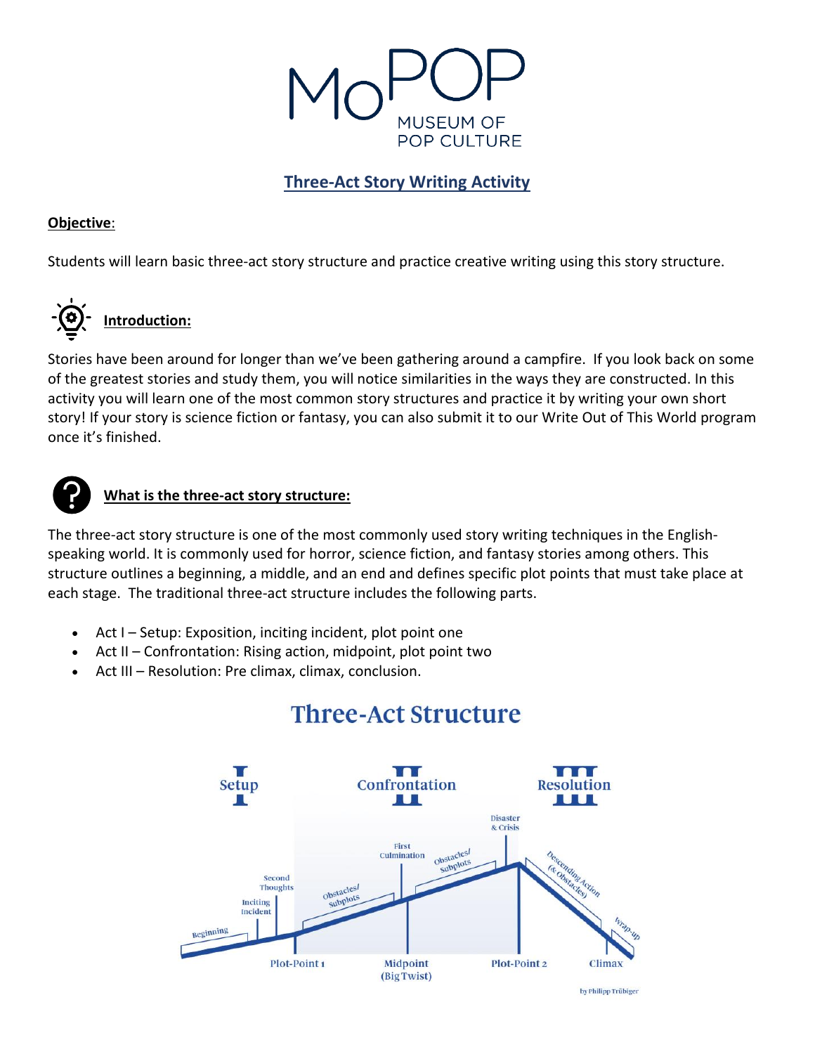MoPOP MUSEUM OF POP CULTURE

# Three-Act Story Writing Activity

**Objective**:

Students will learn basic three-act story structure and practice creative writing using this story structure.

## Introduction:

Stories have been around for longer than we've been gathering around a campfire. If you look back on some of the greatest stories and study them, you will notice similarities in the ways they are constructed. In this activity you will learn one of the most common story structures and practice it by writing your own short story! If your story is science fiction or fantasy, you can also submit it to our Write Out of This World program once it's finished.

## What is the three-act story structure:

The three-act story structure is one of the most commonly used story writing techniques in the English-speaking world. It is commonly used for horror, science fiction, and fantasy stories among others. This structure outlines a beginning, a middle, and an end and defines specific plot points that must take place at each stage. The traditional three-act structure includes the following parts.

- Act I – Setup: Exposition, inciting incident, plot point one
- Act II – Confrontation: Rising action, midpoint, plot point two
- Act III – Resolution: Pre climax, climax, conclusion.

**Three-Act Structure**

I Setup — II Confrontation — III Resolution

Beginning, Inciting Incident, Second Thoughts, Plot-Point 1, Obstacles/Subplots, First Culmination, Midpoint (Big Twist), Obstacles/Subplots, Disaster & Crisis, Plot-Point 2, Descending Action (& Obstacles), Wrap-up, Climax

by Philipp Trübiger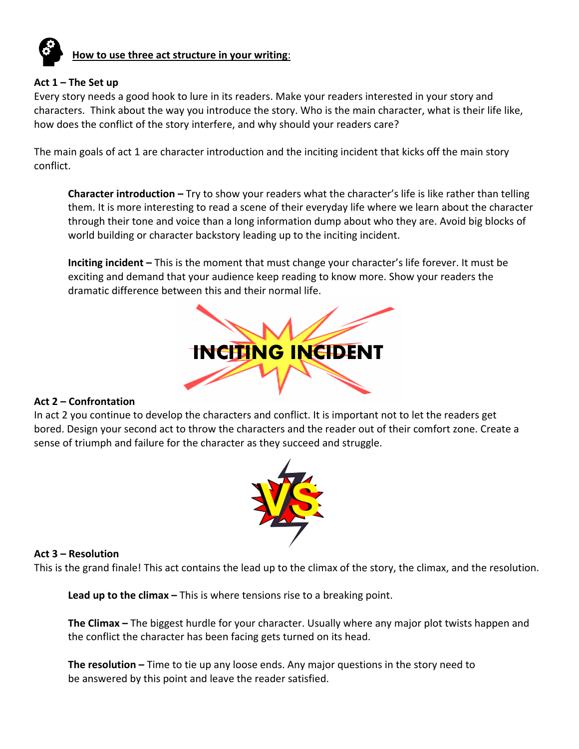## How to use three act structure in your writing:

### Act 1 – The Set up

Every story needs a good hook to lure in its readers. Make your readers interested in your story and characters. Think about the way you introduce the story. Who is the main character, what is their life like, how does the conflict of the story interfere, and why should your readers care?

The main goals of act 1 are character introduction and the inciting incident that kicks off the main story conflict.

**Character introduction –** Try to show your readers what the character's life is like rather than telling them. It is more interesting to read a scene of their everyday life where we learn about the character through their tone and voice than a long information dump about who they are. Avoid big blocks of world building or character backstory leading up to the inciting incident.

**Inciting incident –** This is the moment that must change your character's life forever. It must be exciting and demand that your audience keep reading to know more. Show your readers the dramatic difference between this and their normal life.

### Act 2 – Confrontation

In act 2 you continue to develop the characters and conflict. It is important not to let the readers get bored. Design your second act to throw the characters and the reader out of their comfort zone. Create a sense of triumph and failure for the character as they succeed and struggle.

### Act 3 – Resolution

This is the grand finale! This act contains the lead up to the climax of the story, the climax, and the resolution.

**Lead up to the climax –** This is where tensions rise to a breaking point.

**The Climax –** The biggest hurdle for your character. Usually where any major plot twists happen and the conflict the character has been facing gets turned on its head.

**The resolution –** Time to tie up any loose ends. Any major questions in the story need to be answered by this point and leave the reader satisfied.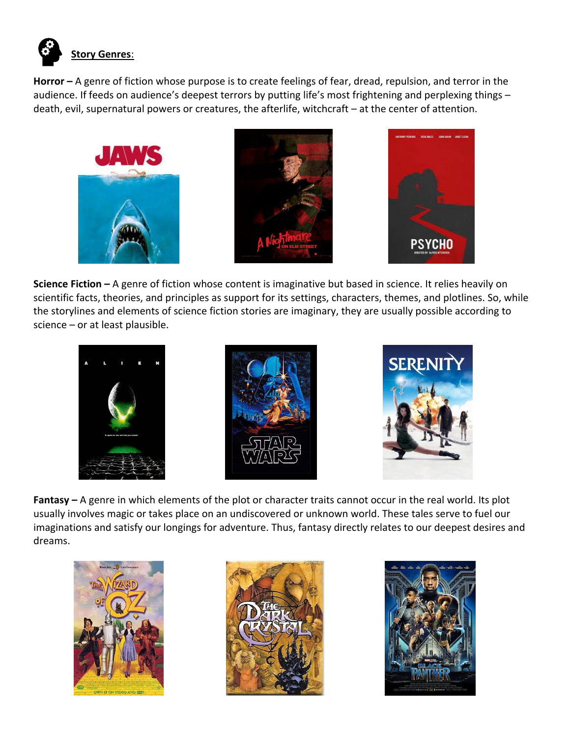**Story Genres**:

**Horror –** A genre of fiction whose purpose is to create feelings of fear, dread, repulsion, and terror in the audience. If feeds on audience's deepest terrors by putting life's most frightening and perplexing things – death, evil, supernatural powers or creatures, the afterlife, witchcraft – at the center of attention.

**Science Fiction –** A genre of fiction whose content is imaginative but based in science. It relies heavily on scientific facts, theories, and principles as support for its settings, characters, themes, and plotlines. So, while the storylines and elements of science fiction stories are imaginary, they are usually possible according to science – or at least plausible.

**Fantasy –** A genre in which elements of the plot or character traits cannot occur in the real world. Its plot usually involves magic or takes place on an undiscovered or unknown world. These tales serve to fuel our imaginations and satisfy our longings for adventure. Thus, fantasy directly relates to our deepest desires and dreams.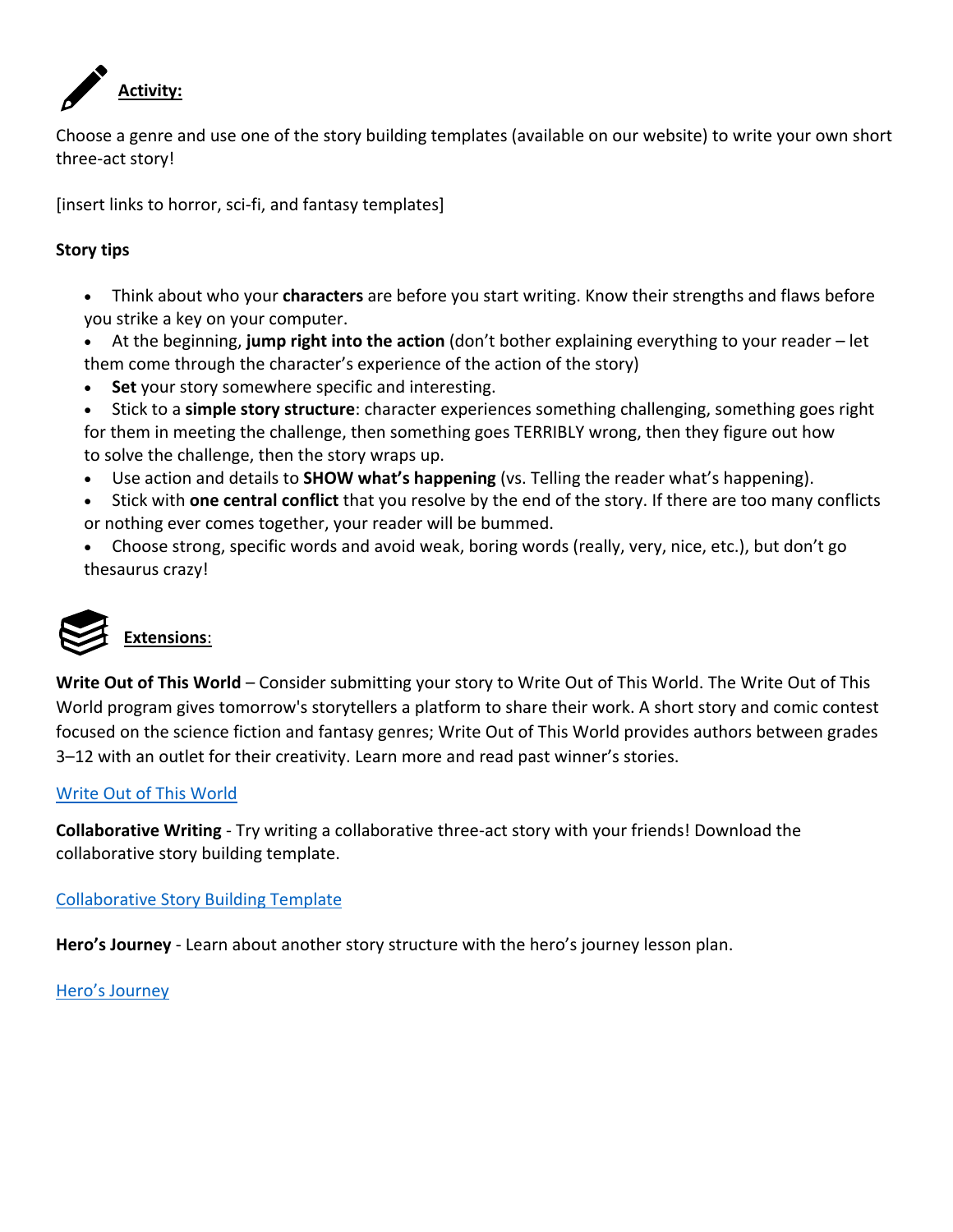## Activity:

Choose a genre and use one of the story building templates (available on our website) to write your own short three-act story!

[insert links to horror, sci-fi, and fantasy templates]

**Story tips**

- Think about who your **characters** are before you start writing. Know their strengths and flaws before you strike a key on your computer.
- At the beginning, **jump right into the action** (don't bother explaining everything to your reader – let them come through the character's experience of the action of the story)
- **Set** your story somewhere specific and interesting.
- Stick to a **simple story structure**: character experiences something challenging, something goes right for them in meeting the challenge, then something goes TERRIBLY wrong, then they figure out how to solve the challenge, then the story wraps up.
- Use action and details to **SHOW what's happening** (vs. Telling the reader what's happening).
- Stick with **one central conflict** that you resolve by the end of the story. If there are too many conflicts or nothing ever comes together, your reader will be bummed.
- Choose strong, specific words and avoid weak, boring words (really, very, nice, etc.), but don't go thesaurus crazy!

## Extensions:

**Write Out of This World** – Consider submitting your story to Write Out of This World. The Write Out of This World program gives tomorrow's storytellers a platform to share their work. A short story and comic contest focused on the science fiction and fantasy genres; Write Out of This World provides authors between grades 3–12 with an outlet for their creativity. Learn more and read past winner's stories.

Write Out of This World

**Collaborative Writing** - Try writing a collaborative three-act story with your friends! Download the collaborative story building template.

Collaborative Story Building Template

**Hero's Journey** - Learn about another story structure with the hero's journey lesson plan.

Hero's Journey